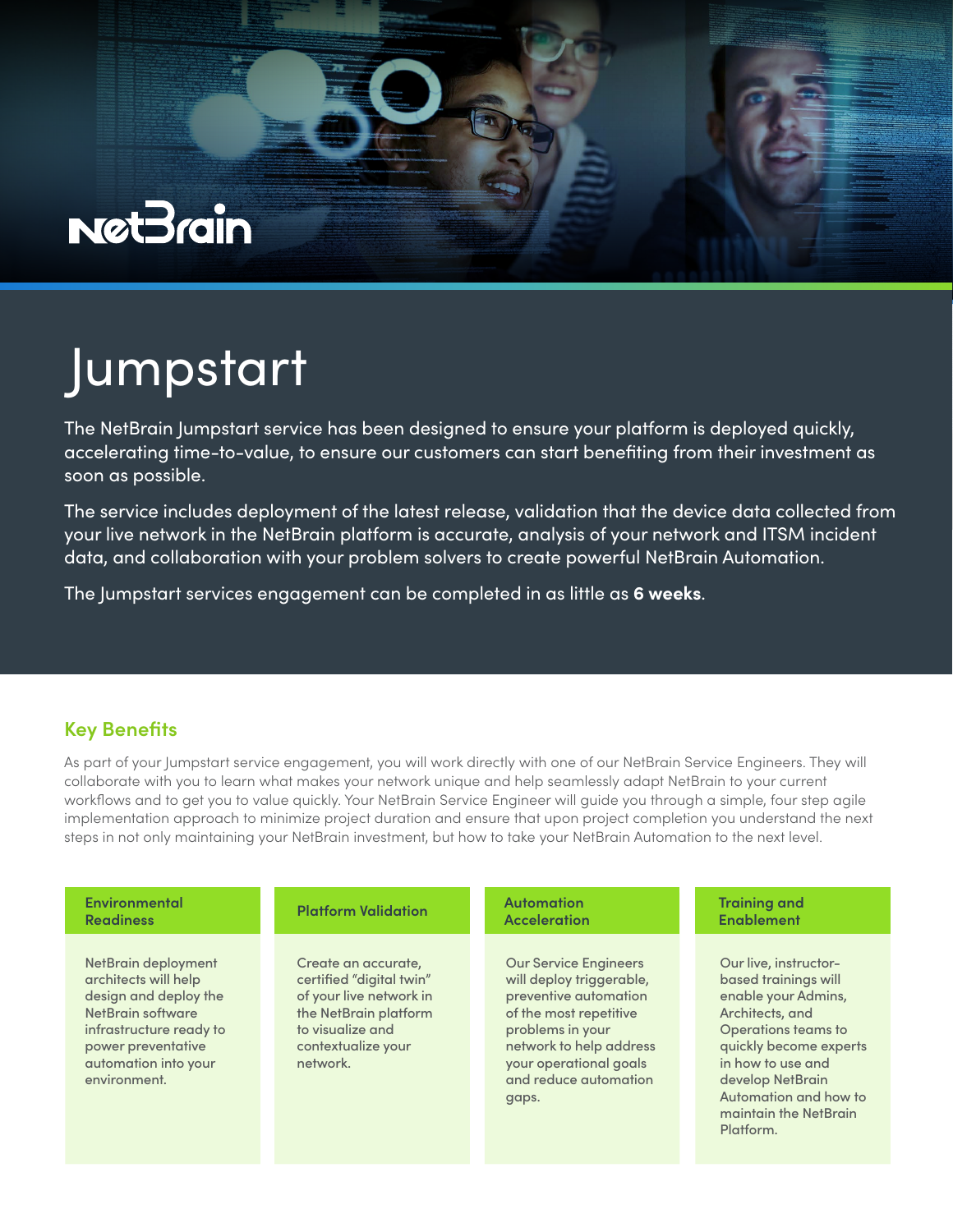NetBrain

# Jumpstart

The NetBrain Jumpstart service has been designed to ensure your platform is deployed quickly, accelerating time-to-value, to ensure our customers can start benefiting from their investment as soon as possible.

The service includes deployment of the latest release, validation that the device data collected from your live network in the NetBrain platform is accurate, analysis of your network and ITSM incident data, and collaboration with your problem solvers to create powerful NetBrain Automation.

The Jumpstart services engagement can be completed in as little as **6 weeks**.

## Key Benefits

As part of your Jumpstart service engagement, you will work directly with one of our NetBrain Service Engineers. They will collaborate with you to learn what makes your network unique and help seamlessly adapt NetBrain to your current workflows and to get you to value quickly. Your NetBrain Service Engineer will guide you through a simple, four step agile implementation approach to minimize project duration and ensure that upon project completion you understand the next steps in not only maintaining your NetBrain investment, but how to take your NetBrain Automation to the next level.

### Environmental Readiness

NetBrain deployment architects will help design and deploy the NetBrain software infrastructure ready to power preventative automation into your environment.

### Platform Validation

Create an accurate, certified "digital twin" of your live network in the NetBrain platform to visualize and contextualize your network.

### Automation Acceleration

Our Service Engineers will deploy triggerable, preventive automation of the most repetitive problems in your network to help address your operational goals and reduce automation gaps.

### Training and Enablement

Our live, instructor-based trainings will enable your Admins, Architects, and Operations teams to quickly become experts in how to use and develop NetBrain Automation and how to maintain the NetBrain Platform.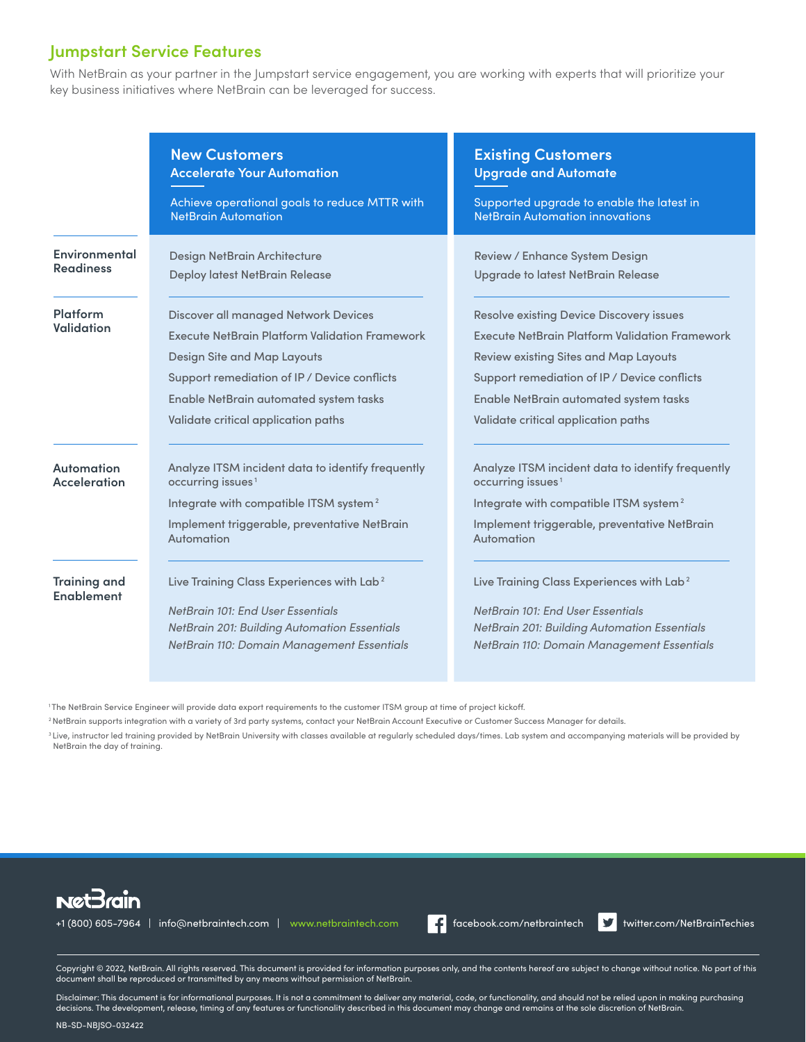## Jumpstart Service Features

With NetBrain as your partner in the Jumpstart service engagement, you are working with experts that will prioritize your key business initiatives where NetBrain can be leveraged for success.

| | **New Customers**<br>**Accelerate Your Automation**<br>Achieve operational goals to reduce MTTR with NetBrain Automation | **Existing Customers**<br>**Upgrade and Automate**<br>Supported upgrade to enable the latest in NetBrain Automation innovations |
|---|---|---|
| **Environmental Readiness** | Design NetBrain Architecture<br>Deploy latest NetBrain Release | Review / Enhance System Design<br>Upgrade to latest NetBrain Release |
| **Platform Validation** | Discover all managed Network Devices<br>Execute NetBrain Platform Validation Framework<br>Design Site and Map Layouts<br>Support remediation of IP / Device conflicts<br>Enable NetBrain automated system tasks<br>Validate critical application paths | Resolve existing Device Discovery issues<br>Execute NetBrain Platform Validation Framework<br>Review existing Sites and Map Layouts<br>Support remediation of IP / Device conflicts<br>Enable NetBrain automated system tasks<br>Validate critical application paths |
| **Automation Acceleration** | Analyze ITSM incident data to identify frequently occurring issues [1]<br>Integrate with compatible ITSM system [2]<br>Implement triggerable, preventative NetBrain Automation | Analyze ITSM incident data to identify frequently occurring issues [1]<br>Integrate with compatible ITSM system [2]<br>Implement triggerable, preventative NetBrain Automation |
| **Training and Enablement** | Live Training Class Experiences with Lab [2]<br>*NetBrain 101: End User Essentials*<br>*NetBrain 201: Building Automation Essentials*<br>*NetBrain 110: Domain Management Essentials* | Live Training Class Experiences with Lab [2]<br>*NetBrain 101: End User Essentials*<br>*NetBrain 201: Building Automation Essentials*<br>*NetBrain 110: Domain Management Essentials* |

[1] The NetBrain Service Engineer will provide data export requirements to the customer ITSM group at time of project kickoff.

[2] NetBrain supports integration with a variety of 3rd party systems, contact your NetBrain Account Executive or Customer Success Manager for details.

[3] Live, instructor led training provided by NetBrain University with classes available at regularly scheduled days/times. Lab system and accompanying materials will be provided by NetBrain the day of training.

NetBrain

+1 (800) 605-7964 | info@netbraintech.com | www.netbraintech.com

facebook.com/netbraintech

twitter.com/NetBrainTechies

Copyright © 2022, NetBrain. All rights reserved. This document is provided for information purposes only, and the contents hereof are subject to change without notice. No part of this document shall be reproduced or transmitted by any means without permission of NetBrain.

Disclaimer: This document is for informational purposes. It is not a commitment to deliver any material, code, or functionality, and should not be relied upon in making purchasing decisions. The development, release, timing of any features or functionality described in this document may change and remains at the sole discretion of NetBrain.

NB-SD-NBJSO-032422